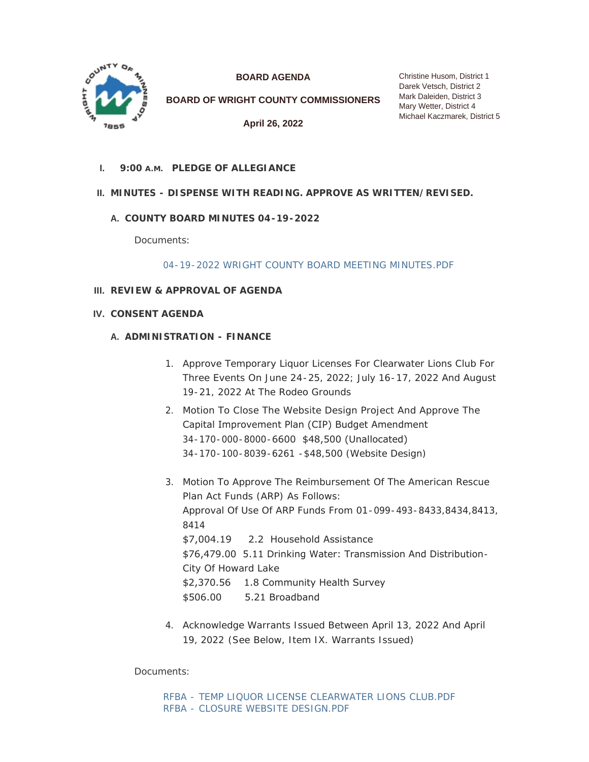**BOARD AGENDA**

**BOARD OF WRIGHT COUNTY COMMISSIONERS**

**April 26, 2022**

Christine Husom, District 1
Darek Vetsch, District 2
Mark Daleiden, District 3
Mary Wetter, District 4
Michael Kaczmarek, District 5

## I. 9:00 A.M. PLEDGE OF ALLEGIANCE

## II. MINUTES - DISPENSE WITH READING. APPROVE AS WRITTEN/REVISED.

### A. COUNTY BOARD MINUTES 04-19-2022

Documents:

04-19-2022 WRIGHT COUNTY BOARD MEETING MINUTES.PDF

## III. REVIEW & APPROVAL OF AGENDA

## IV. CONSENT AGENDA

### A. ADMINISTRATION - FINANCE

1. Approve Temporary Liquor Licenses For Clearwater Lions Club For Three Events On June 24-25, 2022; July 16-17, 2022 And August 19-21, 2022 At The Rodeo Grounds
2. Motion To Close The Website Design Project And Approve The Capital Improvement Plan (CIP) Budget Amendment
   34-170-000-8000-6600 $48,500 (Unallocated)
   34-170-100-8039-6261 -$48,500 (Website Design)
3. Motion To Approve The Reimbursement Of The American Rescue Plan Act Funds (ARP) As Follows:
   Approval Of Use Of ARP Funds From 01-099-493-8433,8434,8413, 8414
   $7,004.19 2.2 Household Assistance
   $76,479.00 5.11 Drinking Water: Transmission And Distribution- City Of Howard Lake
   $2,370.56 1.8 Community Health Survey
   $506.00 5.21 Broadband
4. Acknowledge Warrants Issued Between April 13, 2022 And April 19, 2022 (See Below, Item IX. Warrants Issued)

Documents:

RFBA - TEMP LIQUOR LICENSE CLEARWATER LIONS CLUB.PDF
RFBA - CLOSURE WEBSITE DESIGN.PDF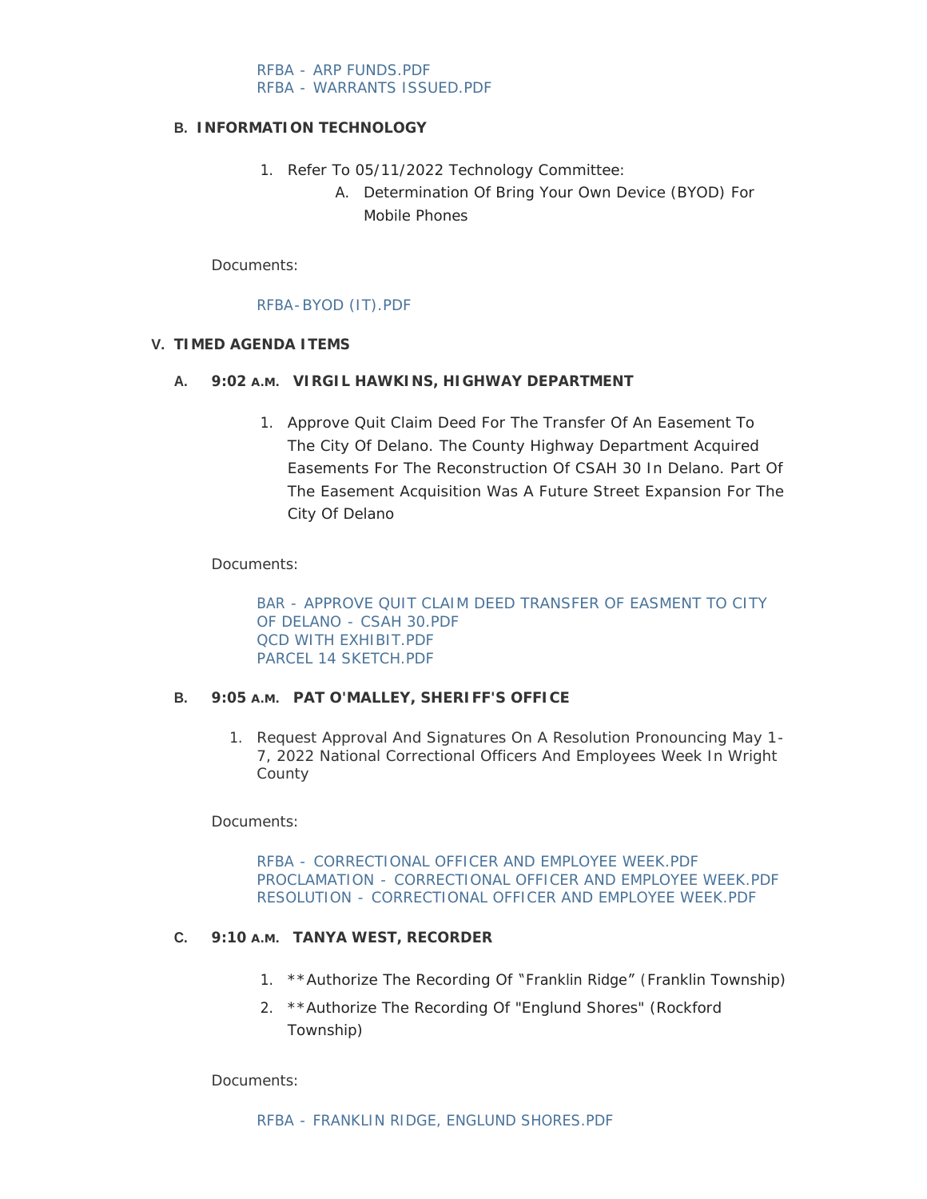RFBA - ARP FUNDS.PDF
RFBA - WARRANTS ISSUED.PDF

### B. INFORMATION TECHNOLOGY

1. Refer To 05/11/2022 Technology Committee:
   - A. Determination Of Bring Your Own Device (BYOD) For Mobile Phones

Documents:

RFBA-BYOD (IT).PDF

## V. TIMED AGENDA ITEMS

### A. 9:02 A.M. VIRGIL HAWKINS, HIGHWAY DEPARTMENT

1. Approve Quit Claim Deed For The Transfer Of An Easement To The City Of Delano. The County Highway Department Acquired Easements For The Reconstruction Of CSAH 30 In Delano. Part Of The Easement Acquisition Was A Future Street Expansion For The City Of Delano

Documents:

BAR - APPROVE QUIT CLAIM DEED TRANSFER OF EASMENT TO CITY OF DELANO - CSAH 30.PDF
QCD WITH EXHIBIT.PDF
PARCEL 14 SKETCH.PDF

### B. 9:05 A.M. PAT O'MALLEY, SHERIFF'S OFFICE

1. Request Approval And Signatures On A Resolution Pronouncing May 1-7, 2022 National Correctional Officers And Employees Week In Wright County

Documents:

RFBA - CORRECTIONAL OFFICER AND EMPLOYEE WEEK.PDF
PROCLAMATION - CORRECTIONAL OFFICER AND EMPLOYEE WEEK.PDF
RESOLUTION - CORRECTIONAL OFFICER AND EMPLOYEE WEEK.PDF

### C. 9:10 A.M. TANYA WEST, RECORDER

1. **Authorize The Recording Of "Franklin Ridge" (Franklin Township)
2. **Authorize The Recording Of "Englund Shores" (Rockford Township)

Documents:

RFBA - FRANKLIN RIDGE, ENGLUND SHORES.PDF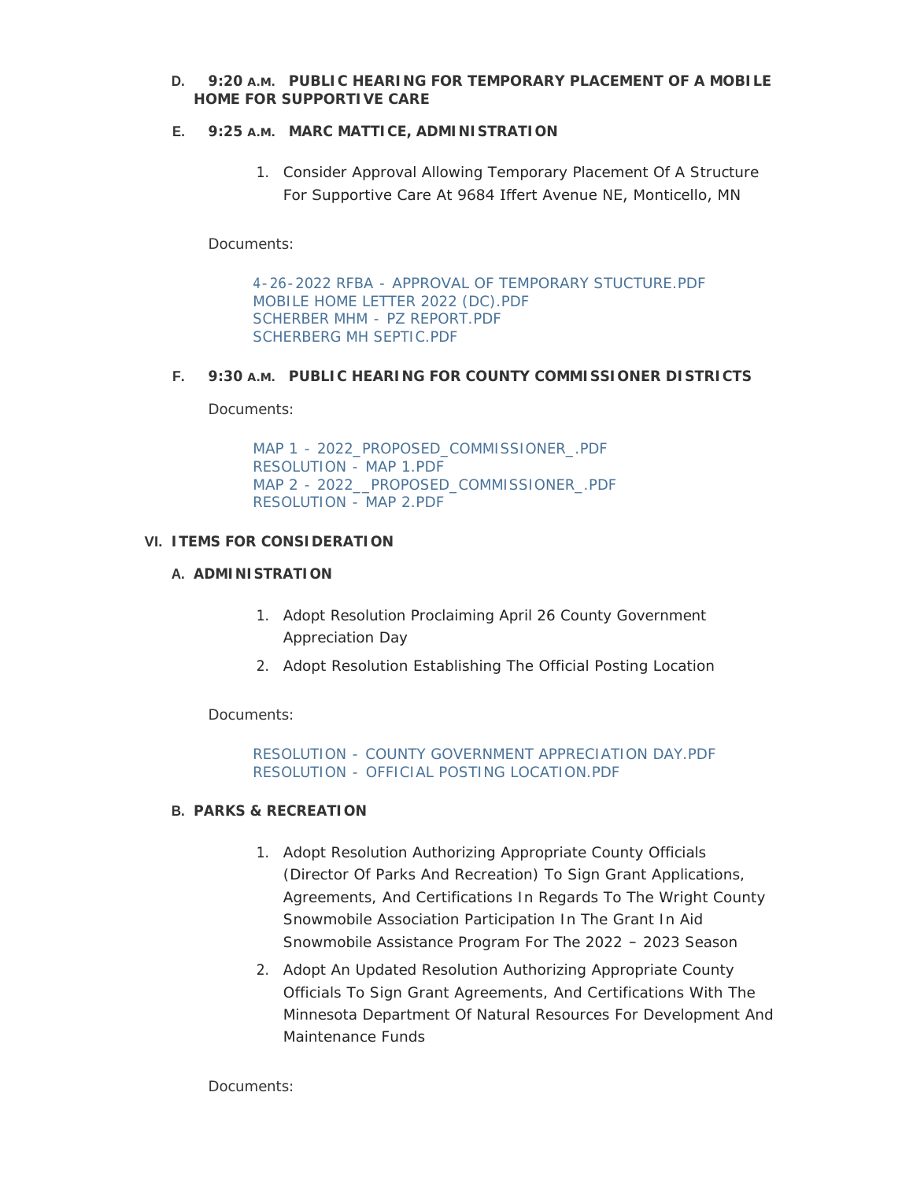**D. 9:20 A.M. PUBLIC HEARING FOR TEMPORARY PLACEMENT OF A MOBILE HOME FOR SUPPORTIVE CARE**

**E. 9:25 A.M. MARC MATTICE, ADMINISTRATION**

1. Consider Approval Allowing Temporary Placement Of A Structure For Supportive Care At 9684 Iffert Avenue NE, Monticello, MN

Documents:

4-26-2022 RFBA - APPROVAL OF TEMPORARY STUCTURE.PDF
MOBILE HOME LETTER 2022 (DC).PDF
SCHERBER MHM - PZ REPORT.PDF
SCHERBERG MH SEPTIC.PDF

**F. 9:30 A.M. PUBLIC HEARING FOR COUNTY COMMISSIONER DISTRICTS**

Documents:

MAP 1 - 2022_PROPOSED_COMMISSIONER_.PDF
RESOLUTION - MAP 1.PDF
MAP 2 - 2022__PROPOSED_COMMISSIONER_.PDF
RESOLUTION - MAP 2.PDF

## VI. ITEMS FOR CONSIDERATION

### A. ADMINISTRATION

1. Adopt Resolution Proclaiming April 26 County Government Appreciation Day
2. Adopt Resolution Establishing The Official Posting Location

Documents:

RESOLUTION - COUNTY GOVERNMENT APPRECIATION DAY.PDF
RESOLUTION - OFFICIAL POSTING LOCATION.PDF

### B. PARKS & RECREATION

1. Adopt Resolution Authorizing Appropriate County Officials (Director Of Parks And Recreation) To Sign Grant Applications, Agreements, And Certifications In Regards To The Wright County Snowmobile Association Participation In The Grant In Aid Snowmobile Assistance Program For The 2022 – 2023 Season
2. Adopt An Updated Resolution Authorizing Appropriate County Officials To Sign Grant Agreements, And Certifications With The Minnesota Department Of Natural Resources For Development And Maintenance Funds

Documents: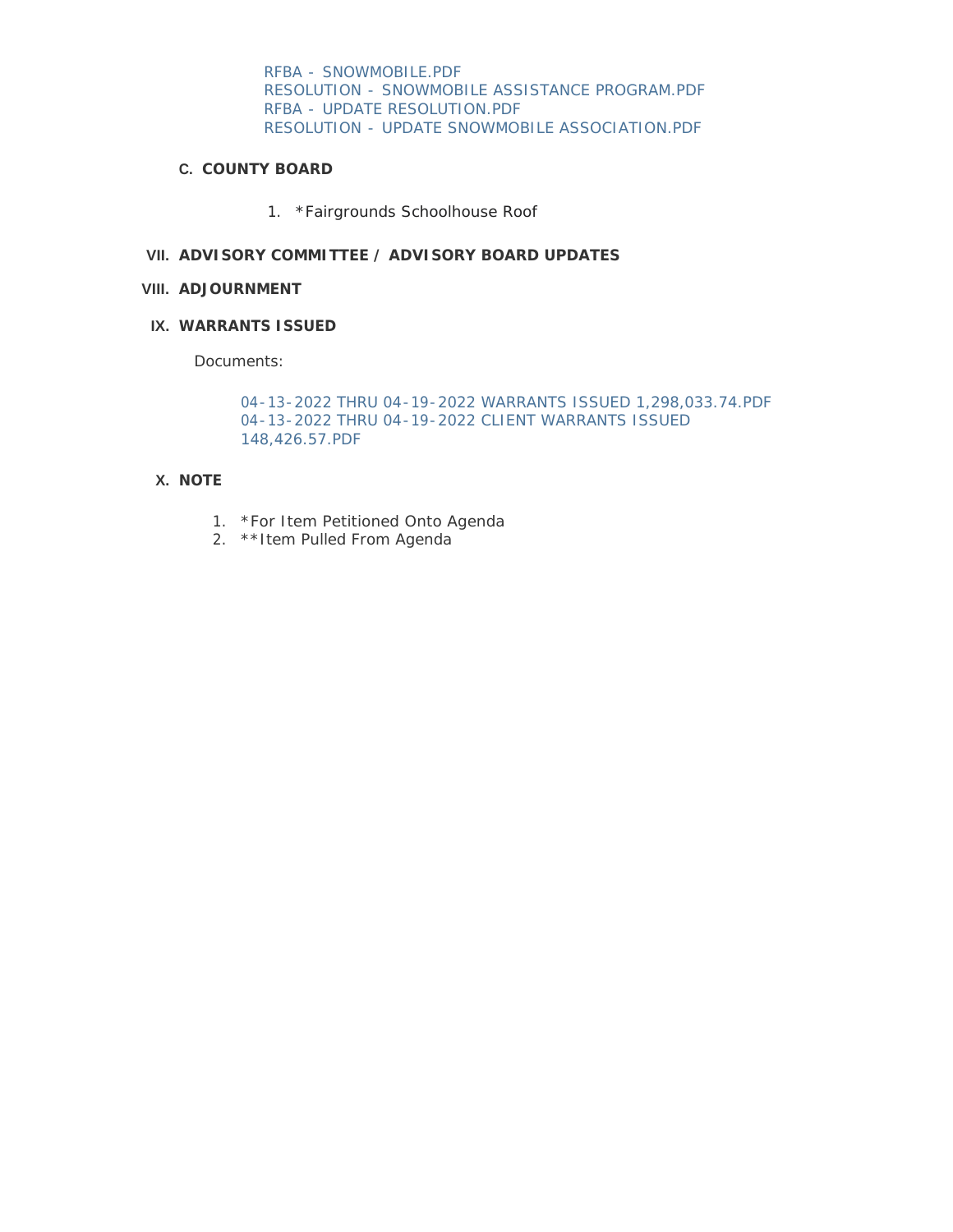RFBA - SNOWMOBILE.PDF
RESOLUTION - SNOWMOBILE ASSISTANCE PROGRAM.PDF
RFBA - UPDATE RESOLUTION.PDF
RESOLUTION - UPDATE SNOWMOBILE ASSOCIATION.PDF

### C. COUNTY BOARD

1. *Fairgrounds Schoolhouse Roof

## VII. ADVISORY COMMITTEE / ADVISORY BOARD UPDATES

## VIII. ADJOURNMENT

## IX. WARRANTS ISSUED

Documents:

04-13-2022 THRU 04-19-2022 WARRANTS ISSUED 1,298,033.74.PDF
04-13-2022 THRU 04-19-2022 CLIENT WARRANTS ISSUED 148,426.57.PDF

## X. NOTE

1. *For Item Petitioned Onto Agenda
2. **Item Pulled From Agenda